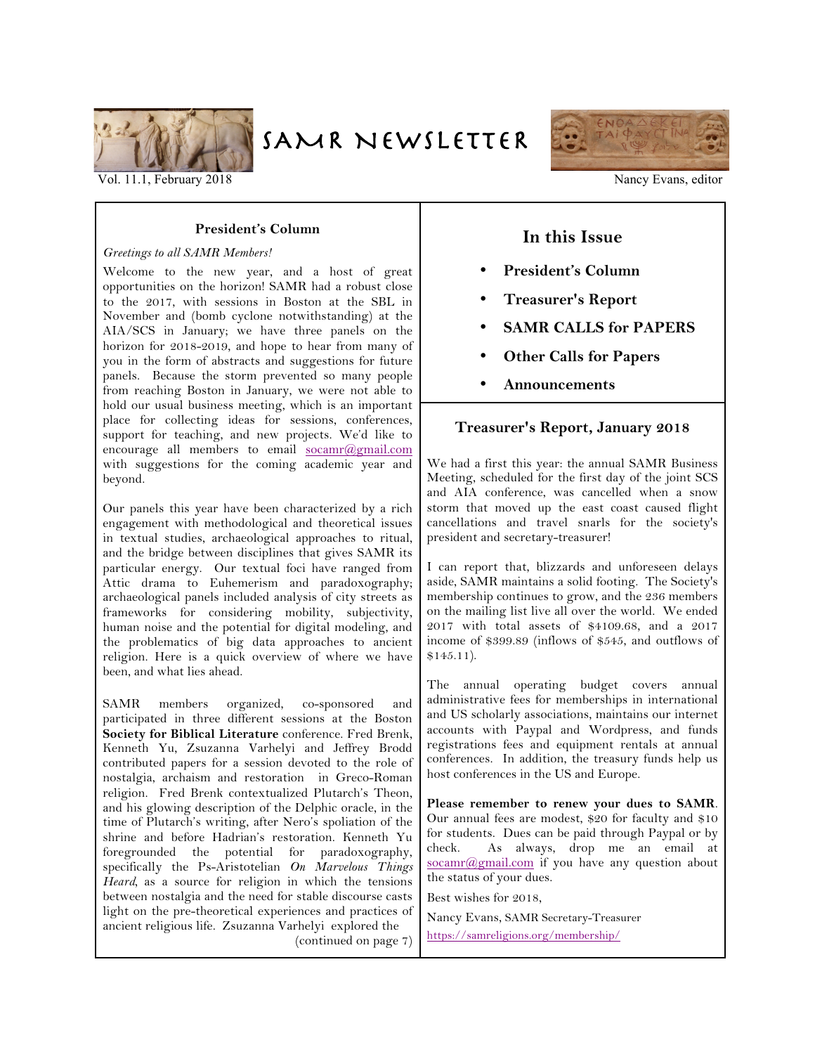# SAMR Newsletter

Vol. 11.1, February 2018

Nancy Evans, editor

## In this Issue

- **President's Column**
- **Treasurer's Report**
- **SAMR CALLS for PAPERS**
- **Other Calls for Papers**
- **Announcements**

## President's Column

*Greetings to all SAMR Members!*

Welcome to the new year, and a host of great opportunities on the horizon! SAMR had a robust close to the 2017, with sessions in Boston at the SBL in November and (bomb cyclone notwithstanding) at the AIA/SCS in January; we have three panels on the horizon for 2018-2019, and hope to hear from many of you in the form of abstracts and suggestions for future panels. Because the storm prevented so many people from reaching Boston in January, we were not able to hold our usual business meeting, which is an important place for collecting ideas for sessions, conferences, support for teaching, and new projects. We'd like to encourage all members to email socamr@gmail.com with suggestions for the coming academic year and beyond.

Our panels this year have been characterized by a rich engagement with methodological and theoretical issues in textual studies, archaeological approaches to ritual, and the bridge between disciplines that gives SAMR its particular energy. Our textual foci have ranged from Attic drama to Euhemerism and paradoxography; archaeological panels included analysis of city streets as frameworks for considering mobility, subjectivity, human noise and the potential for digital modeling, and the problematics of big data approaches to ancient religion. Here is a quick overview of where we have been, and what lies ahead.

SAMR members organized, co-sponsored and participated in three different sessions at the Boston **Society for Biblical Literature** conference. Fred Brenk, Kenneth Yu, Zsuzanna Varhelyi and Jeffrey Brodd contributed papers for a session devoted to the role of nostalgia, archaism and restoration in Greco-Roman religion. Fred Brenk contextualized Plutarch's Theon, and his glowing description of the Delphic oracle, in the time of Plutarch's writing, after Nero's spoliation of the shrine and before Hadrian's restoration. Kenneth Yu foregrounded the potential for paradoxography, specifically the Ps-Aristotelian *On Marvelous Things Heard*, as a source for religion in which the tensions between nostalgia and the need for stable discourse casts light on the pre-theoretical experiences and practices of ancient religious life. Zsuzanna Varhelyi explored the

(continued on page 7)

## Treasurer's Report, January 2018

We had a first this year: the annual SAMR Business Meeting, scheduled for the first day of the joint SCS and AIA conference, was cancelled when a snow storm that moved up the east coast caused flight cancellations and travel snarls for the society's president and secretary-treasurer!

I can report that, blizzards and unforeseen delays aside, SAMR maintains a solid footing. The Society's membership continues to grow, and the 236 members on the mailing list live all over the world. We ended 2017 with total assets of $4109.68, and a 2017 income of $399.89 (inflows of $545, and outflows of $145.11).

The annual operating budget covers annual administrative fees for memberships in international and US scholarly associations, maintains our internet accounts with Paypal and Wordpress, and funds registrations fees and equipment rentals at annual conferences. In addition, the treasury funds help us host conferences in the US and Europe.

**Please remember to renew your dues to SAMR**. Our annual fees are modest, $20 for faculty and $10 for students. Dues can be paid through Paypal or by check. As always, drop me an email at socamr@gmail.com if you have any question about the status of your dues.

Best wishes for 2018,

Nancy Evans, SAMR Secretary-Treasurer

https://samreligions.org/membership/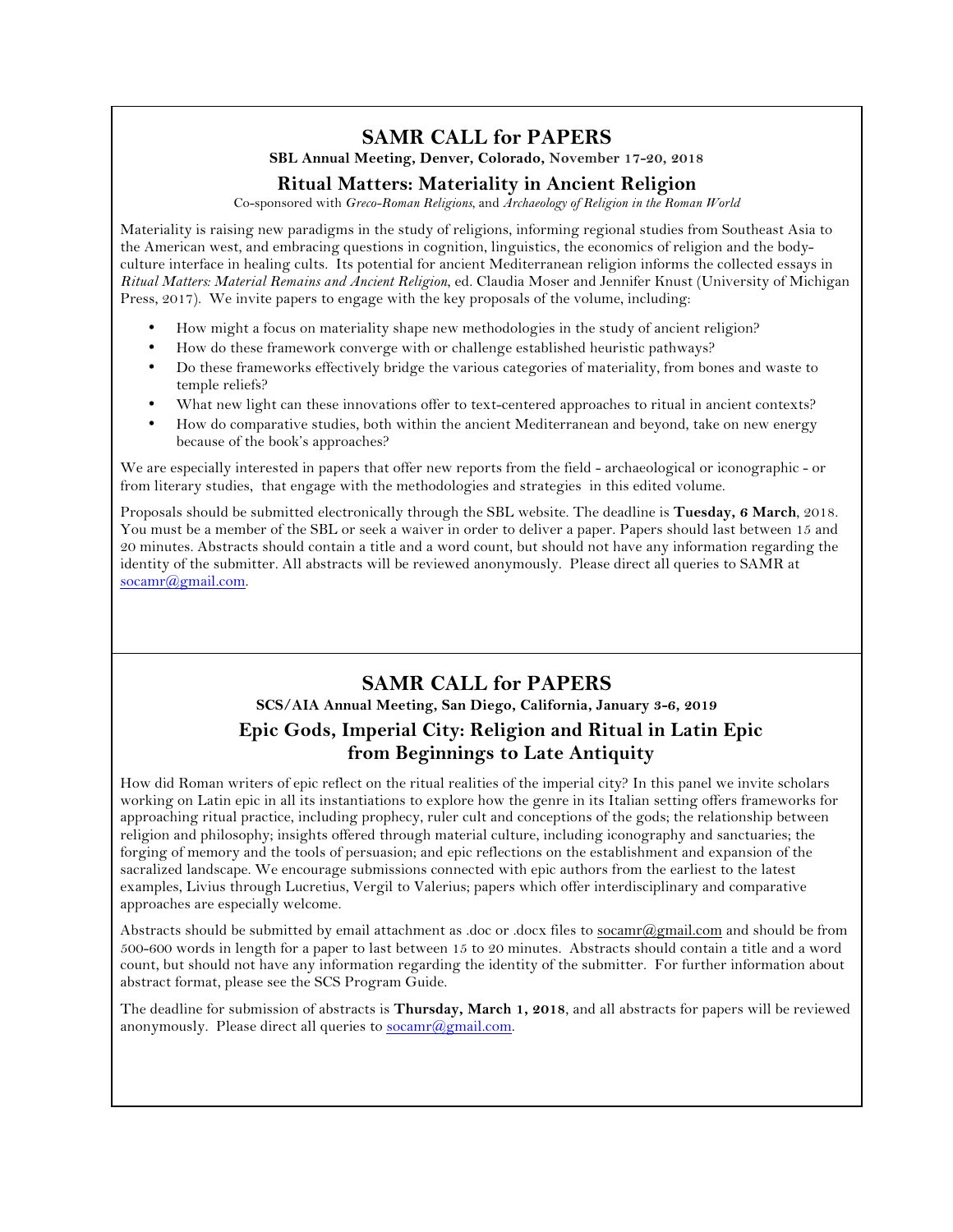# SAMR CALL for PAPERS

**SBL Annual Meeting, Denver, Colorado, November 17-20, 2018**

## Ritual Matters: Materiality in Ancient Religion

Co-sponsored with *Greco-Roman Religions*, and *Archaeology of Religion in the Roman World*

Materiality is raising new paradigms in the study of religions, informing regional studies from Southeast Asia to the American west, and embracing questions in cognition, linguistics, the economics of religion and the body-culture interface in healing cults. Its potential for ancient Mediterranean religion informs the collected essays in *Ritual Matters: Material Remains and Ancient Religion*, ed. Claudia Moser and Jennifer Knust (University of Michigan Press, 2017). We invite papers to engage with the key proposals of the volume, including:

- How might a focus on materiality shape new methodologies in the study of ancient religion?
- How do these framework converge with or challenge established heuristic pathways?
- Do these frameworks effectively bridge the various categories of materiality, from bones and waste to temple reliefs?
- What new light can these innovations offer to text-centered approaches to ritual in ancient contexts?
- How do comparative studies, both within the ancient Mediterranean and beyond, take on new energy because of the book's approaches?

We are especially interested in papers that offer new reports from the field - archaeological or iconographic - or from literary studies, that engage with the methodologies and strategies in this edited volume.

Proposals should be submitted electronically through the SBL website. The deadline is **Tuesday, 6 March**, 2018. You must be a member of the SBL or seek a waiver in order to deliver a paper. Papers should last between 15 and 20 minutes. Abstracts should contain a title and a word count, but should not have any information regarding the identity of the submitter. All abstracts will be reviewed anonymously. Please direct all queries to SAMR at socamr@gmail.com.

# SAMR CALL for PAPERS

**SCS/AIA Annual Meeting, San Diego, California, January 3-6, 2019**

## Epic Gods, Imperial City: Religion and Ritual in Latin Epic from Beginnings to Late Antiquity

How did Roman writers of epic reflect on the ritual realities of the imperial city? In this panel we invite scholars working on Latin epic in all its instantiations to explore how the genre in its Italian setting offers frameworks for approaching ritual practice, including prophecy, ruler cult and conceptions of the gods; the relationship between religion and philosophy; insights offered through material culture, including iconography and sanctuaries; the forging of memory and the tools of persuasion; and epic reflections on the establishment and expansion of the sacralized landscape. We encourage submissions connected with epic authors from the earliest to the latest examples, Livius through Lucretius, Vergil to Valerius; papers which offer interdisciplinary and comparative approaches are especially welcome.

Abstracts should be submitted by email attachment as .doc or .docx files to socamr@gmail.com and should be from 500-600 words in length for a paper to last between 15 to 20 minutes. Abstracts should contain a title and a word count, but should not have any information regarding the identity of the submitter. For further information about abstract format, please see the SCS Program Guide.

The deadline for submission of abstracts is **Thursday, March 1, 2018**, and all abstracts for papers will be reviewed anonymously. Please direct all queries to socamr@gmail.com.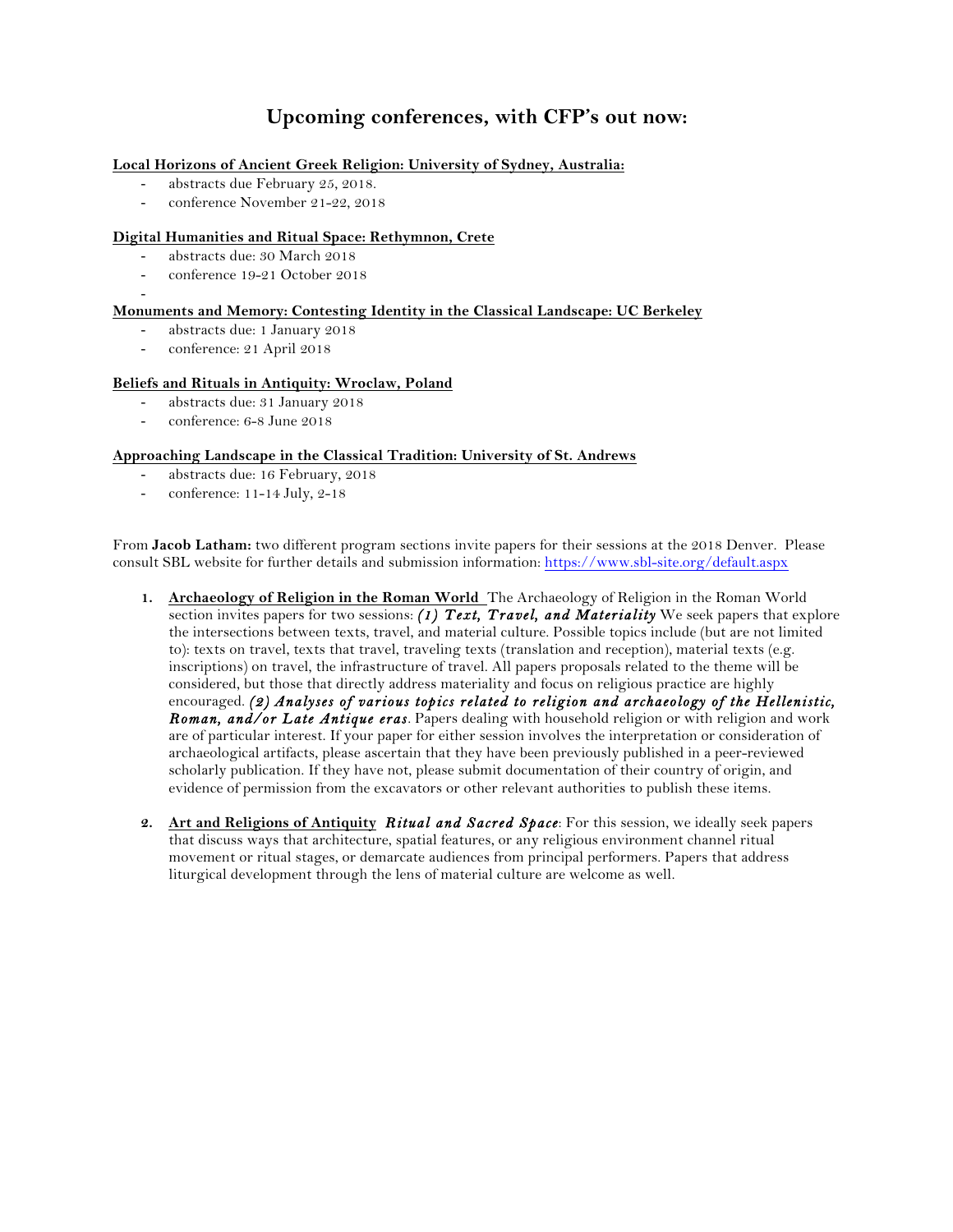# Upcoming conferences, with CFP's out now:

**Local Horizons of Ancient Greek Religion: University of Sydney, Australia:**

- abstracts due February 25, 2018.
- conference November 21-22, 2018

**Digital Humanities and Ritual Space: Rethymnon, Crete**

- abstracts due: 30 March 2018
- conference 19-21 October 2018
-

**Monuments and Memory: Contesting Identity in the Classical Landscape: UC Berkeley**

- abstracts due: 1 January 2018
- conference: 21 April 2018

**Beliefs and Rituals in Antiquity: Wroclaw, Poland**

- abstracts due: 31 January 2018
- conference: 6-8 June 2018

**Approaching Landscape in the Classical Tradition: University of St. Andrews**

- abstracts due: 16 February, 2018
- conference: 11-14 July, 2-18

From **Jacob Latham:** two different program sections invite papers for their sessions at the 2018 Denver. Please consult SBL website for further details and submission information: https://www.sbl-site.org/default.aspx

1. **Archaeology of Religion in the Roman World** The Archaeology of Religion in the Roman World section invites papers for two sessions: ***(1) Text, Travel, and Materiality*** We seek papers that explore the intersections between texts, travel, and material culture. Possible topics include (but are not limited to): texts on travel, texts that travel, traveling texts (translation and reception), material texts (e.g. inscriptions) on travel, the infrastructure of travel. All papers proposals related to the theme will be considered, but those that directly address materiality and focus on religious practice are highly encouraged. ***(2) Analyses of various topics related to religion and archaeology of the Hellenistic, Roman, and/or Late Antique eras***. Papers dealing with household religion or with religion and work are of particular interest. If your paper for either session involves the interpretation or consideration of archaeological artifacts, please ascertain that they have been previously published in a peer-reviewed scholarly publication. If they have not, please submit documentation of their country of origin, and evidence of permission from the excavators or other relevant authorities to publish these items.

2. **Art and Religions of Antiquity** ***Ritual and Sacred Space***: For this session, we ideally seek papers that discuss ways that architecture, spatial features, or any religious environment channel ritual movement or ritual stages, or demarcate audiences from principal performers. Papers that address liturgical development through the lens of material culture are welcome as well.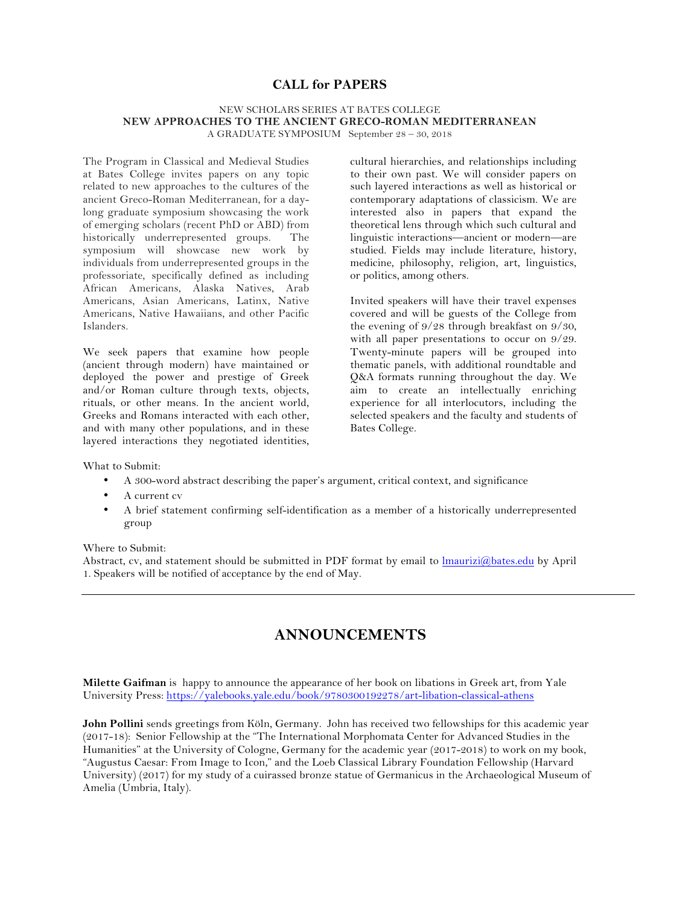## CALL for PAPERS

NEW SCHOLARS SERIES AT BATES COLLEGE
**NEW APPROACHES TO THE ANCIENT GRECO-ROMAN MEDITERRANEAN**
A GRADUATE SYMPOSIUM September 28 – 30, 2018

The Program in Classical and Medieval Studies at Bates College invites papers on any topic related to new approaches to the cultures of the ancient Greco-Roman Mediterranean, for a day-long graduate symposium showcasing the work of emerging scholars (recent PhD or ABD) from historically underrepresented groups. The symposium will showcase new work by individuals from underrepresented groups in the professoriate, specifically defined as including African Americans, Alaska Natives, Arab Americans, Asian Americans, Latinx, Native Americans, Native Hawaiians, and other Pacific Islanders.

We seek papers that examine how people (ancient through modern) have maintained or deployed the power and prestige of Greek and/or Roman culture through texts, objects, rituals, or other means. In the ancient world, Greeks and Romans interacted with each other, and with many other populations, and in these layered interactions they negotiated identities, cultural hierarchies, and relationships including to their own past. We will consider papers on such layered interactions as well as historical or contemporary adaptations of classicism. We are interested also in papers that expand the theoretical lens through which such cultural and linguistic interactions—ancient or modern—are studied. Fields may include literature, history, medicine, philosophy, religion, art, linguistics, or politics, among others.

Invited speakers will have their travel expenses covered and will be guests of the College from the evening of 9/28 through breakfast on 9/30, with all paper presentations to occur on 9/29. Twenty-minute papers will be grouped into thematic panels, with additional roundtable and Q&A formats running throughout the day. We aim to create an intellectually enriching experience for all interlocutors, including the selected speakers and the faculty and students of Bates College.

What to Submit:

- A 300-word abstract describing the paper's argument, critical context, and significance
- A current cv
- A brief statement confirming self-identification as a member of a historically underrepresented group

Where to Submit:
Abstract, cv, and statement should be submitted in PDF format by email to lmaurizi@bates.edu by April 1. Speakers will be notified of acceptance by the end of May.

---

## ANNOUNCEMENTS

**Milette Gaifman** is happy to announce the appearance of her book on libations in Greek art, from Yale University Press: https://yalebooks.yale.edu/book/9780300192278/art-libation-classical-athens

**John Pollini** sends greetings from Köln, Germany. John has received two fellowships for this academic year (2017-18): Senior Fellowship at the "The International Morphomata Center for Advanced Studies in the Humanities" at the University of Cologne, Germany for the academic year (2017-2018) to work on my book, "Augustus Caesar: From Image to Icon," and the Loeb Classical Library Foundation Fellowship (Harvard University) (2017) for my study of a cuirassed bronze statue of Germanicus in the Archaeological Museum of Amelia (Umbria, Italy).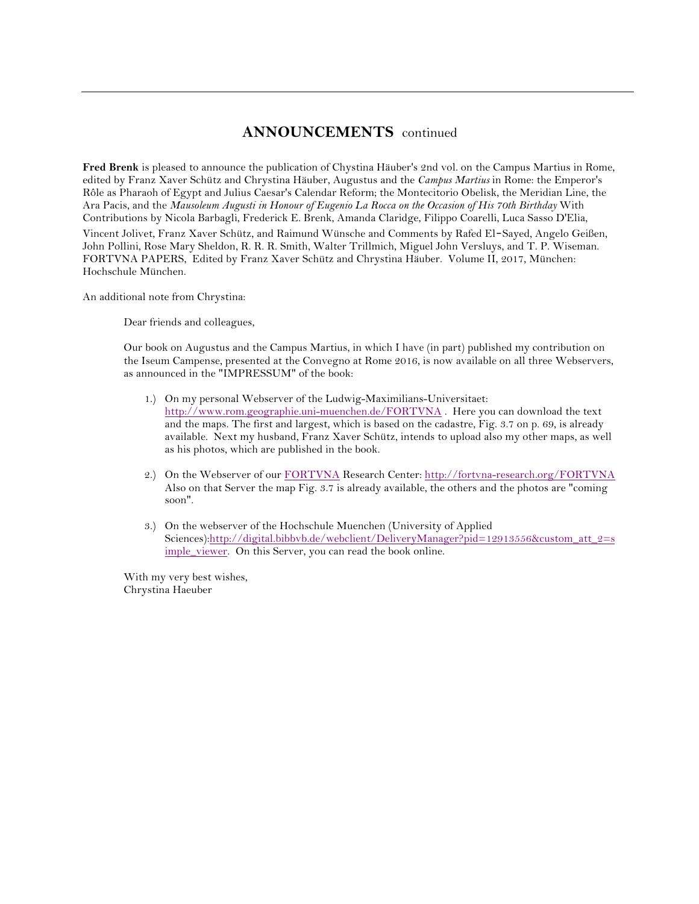## **ANNOUNCEMENTS** continued

**Fred Brenk** is pleased to announce the publication of Chystina Häuber's 2nd vol. on the Campus Martius in Rome, edited by Franz Xaver Schütz and Chrystina Häuber, Augustus and the *Campus Martius* in Rome: the Emperor's Rôle as Pharaoh of Egypt and Julius Caesar's Calendar Reform; the Montecitorio Obelisk, the Meridian Line, the Ara Pacis, and the *Mausoleum Augusti in Honour of Eugenio La Rocca on the Occasion of His 70th Birthday* With Contributions by Nicola Barbagli, Frederick E. Brenk, Amanda Claridge, Filippo Coarelli, Luca Sasso D'Elia, Vincent Jolivet, Franz Xaver Schütz, and Raimund Wünsche and Comments by Rafed El-Sayed, Angelo Geißen, John Pollini, Rose Mary Sheldon, R. R. R. Smith, Walter Trillmich, Miguel John Versluys, and T. P. Wiseman. FORTVNA PAPERS, Edited by Franz Xaver Schütz and Chrystina Häuber. Volume II, 2017, München: Hochschule München.

An additional note from Chrystina:

> Dear friends and colleagues,
>
> Our book on Augustus and the Campus Martius, in which I have (in part) published my contribution on the Iseum Campense, presented at the Convegno at Rome 2016, is now available on all three Webservers, as announced in the "IMPRESSUM" of the book:
>
> 1.) On my personal Webserver of the Ludwig-Maximilians-Universitaet: http://www.rom.geographie.uni-muenchen.de/FORTVNA . Here you can download the text and the maps. The first and largest, which is based on the cadastre, Fig. 3.7 on p. 69, is already available. Next my husband, Franz Xaver Schütz, intends to upload also my other maps, as well as his photos, which are published in the book.
>
> 2.) On the Webserver of our FORTVNA Research Center: http://fortvna-research.org/FORTVNA Also on that Server the map Fig. 3.7 is already available, the others and the photos are "coming soon".
>
> 3.) On the webserver of the Hochschule Muenchen (University of Applied Sciences):http://digital.bibbvb.de/webclient/DeliveryManager?pid=12913556&custom_att_2=simple_viewer. On this Server, you can read the book online.
>
> With my very best wishes,
> Chrystina Haeuber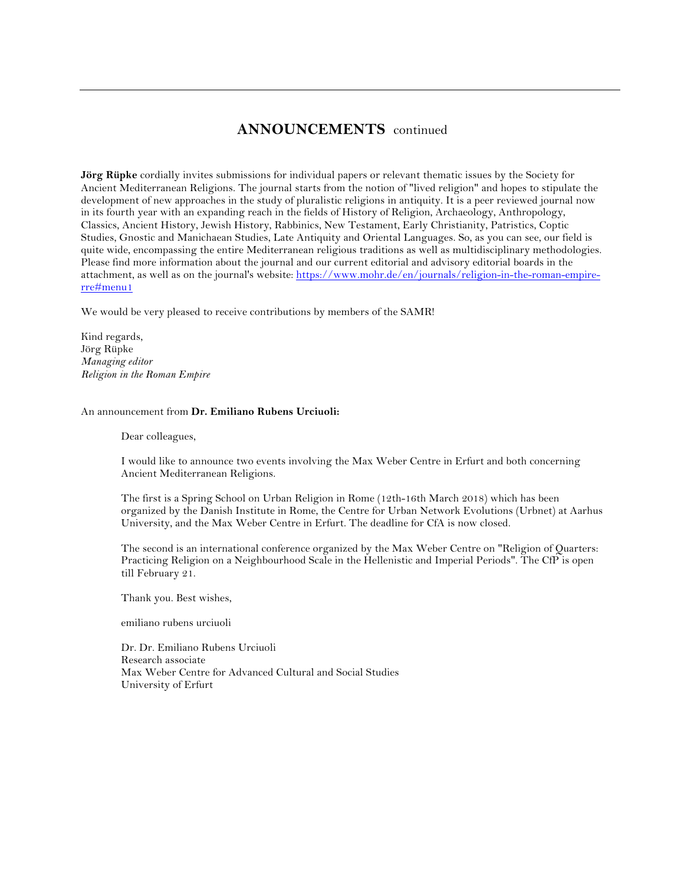## **ANNOUNCEMENTS** continued

**Jörg Rüpke** cordially invites submissions for individual papers or relevant thematic issues by the Society for Ancient Mediterranean Religions. The journal starts from the notion of "lived religion" and hopes to stipulate the development of new approaches in the study of pluralistic religions in antiquity. It is a peer reviewed journal now in its fourth year with an expanding reach in the fields of History of Religion, Archaeology, Anthropology, Classics, Ancient History, Jewish History, Rabbinics, New Testament, Early Christianity, Patristics, Coptic Studies, Gnostic and Manichaean Studies, Late Antiquity and Oriental Languages. So, as you can see, our field is quite wide, encompassing the entire Mediterranean religious traditions as well as multidisciplinary methodologies. Please find more information about the journal and our current editorial and advisory editorial boards in the attachment, as well as on the journal's website: https://www.mohr.de/en/journals/religion-in-the-roman-empire-rre#menu1

We would be very pleased to receive contributions by members of the SAMR!

Kind regards,
Jörg Rüpke
*Managing editor*
*Religion in the Roman Empire*

An announcement from **Dr. Emiliano Rubens Urciuoli:**

> Dear colleagues,
>
> I would like to announce two events involving the Max Weber Centre in Erfurt and both concerning Ancient Mediterranean Religions.
>
> The first is a Spring School on Urban Religion in Rome (12th-16th March 2018) which has been organized by the Danish Institute in Rome, the Centre for Urban Network Evolutions (Urbnet) at Aarhus University, and the Max Weber Centre in Erfurt. The deadline for CfA is now closed.
>
> The second is an international conference organized by the Max Weber Centre on "Religion of Quarters: Practicing Religion on a Neighbourhood Scale in the Hellenistic and Imperial Periods". The CfP is open till February 21.
>
> Thank you. Best wishes,
>
> emiliano rubens urciuoli
>
> Dr. Dr. Emiliano Rubens Urciuoli
> Research associate
> Max Weber Centre for Advanced Cultural and Social Studies
> University of Erfurt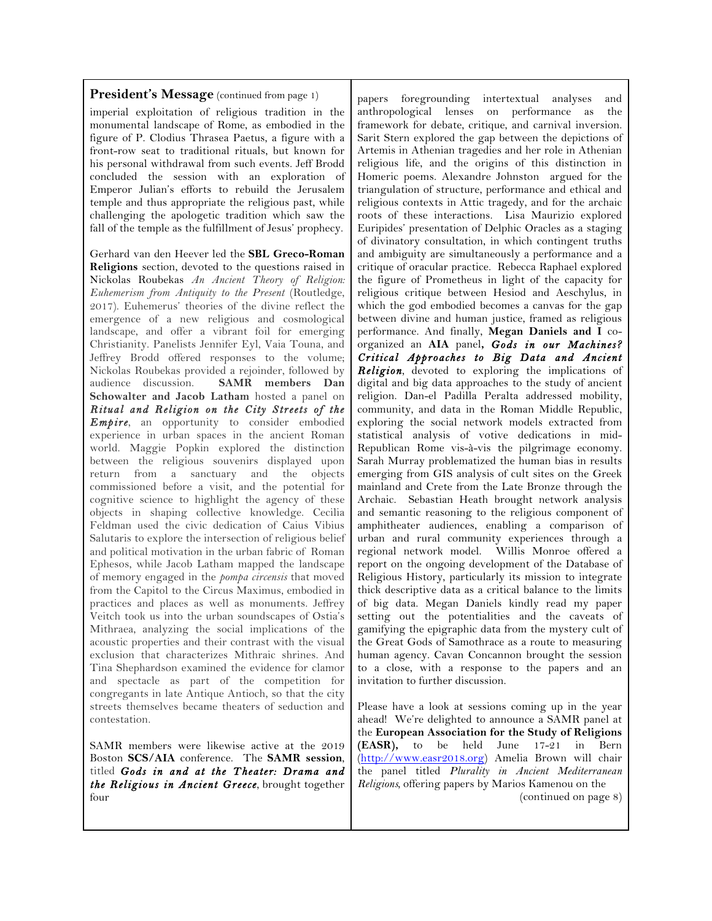**President's Message** (continued from page 1)

imperial exploitation of religious tradition in the monumental landscape of Rome, as embodied in the figure of P. Clodius Thrasea Paetus, a figure with a front-row seat to traditional rituals, but known for his personal withdrawal from such events. Jeff Brodd concluded the session with an exploration of Emperor Julian's efforts to rebuild the Jerusalem temple and thus appropriate the religious past, while challenging the apologetic tradition which saw the fall of the temple as the fulfillment of Jesus' prophecy.

Gerhard van den Heever led the **SBL Greco-Roman Religions** section, devoted to the questions raised in Nickolas Roubekas *An Ancient Theory of Religion: Euhemerism from Antiquity to the Present* (Routledge, 2017). Euhemerus' theories of the divine reflect the emergence of a new religious and cosmological landscape, and offer a vibrant foil for emerging Christianity. Panelists Jennifer Eyl, Vaia Touna, and Jeffrey Brodd offered responses to the volume; Nickolas Roubekas provided a rejoinder, followed by audience discussion. **SAMR members Dan Schowalter and Jacob Latham** hosted a panel on ***Ritual and Religion on the City Streets of the Empire***, an opportunity to consider embodied experience in urban spaces in the ancient Roman world. Maggie Popkin explored the distinction between the religious souvenirs displayed upon return from a sanctuary and the objects commissioned before a visit, and the potential for cognitive science to highlight the agency of these objects in shaping collective knowledge. Cecilia Feldman used the civic dedication of Caius Vibius Salutaris to explore the intersection of religious belief and political motivation in the urban fabric of Roman Ephesos, while Jacob Latham mapped the landscape of memory engaged in the *pompa circensis* that moved from the Capitol to the Circus Maximus, embodied in practices and places as well as monuments. Jeffrey Veitch took us into the urban soundscapes of Ostia's Mithraea, analyzing the social implications of the acoustic properties and their contrast with the visual exclusion that characterizes Mithraic shrines. And Tina Shephardson examined the evidence for clamor and spectacle as part of the competition for congregants in late Antique Antioch, so that the city streets themselves became theaters of seduction and contestation.

SAMR members were likewise active at the 2019 Boston **SCS/AIA** conference. The **SAMR session**, titled ***Gods in and at the Theater: Drama and the Religious in Ancient Greece***, brought together four papers foregrounding intertextual analyses and anthropological lenses on performance as the framework for debate, critique, and carnival inversion. Sarit Stern explored the gap between the depictions of Artemis in Athenian tragedies and her role in Athenian religious life, and the origins of this distinction in Homeric poems. Alexandre Johnston argued for the triangulation of structure, performance and ethical and religious contexts in Attic tragedy, and for the archaic roots of these interactions. Lisa Maurizio explored Euripides' presentation of Delphic Oracles as a staging of divinatory consultation, in which contingent truths and ambiguity are simultaneously a performance and a critique of oracular practice. Rebecca Raphael explored the figure of Prometheus in light of the capacity for religious critique between Hesiod and Aeschylus, in which the god embodied becomes a canvas for the gap between divine and human justice, framed as religious performance. And finally, **Megan Daniels and I** co-organized an **AIA** panel**, *Gods in our Machines? Critical Approaches to Big Data and Ancient Religion***, devoted to exploring the implications of digital and big data approaches to the study of ancient religion. Dan-el Padilla Peralta addressed mobility, community, and data in the Roman Middle Republic, exploring the social network models extracted from statistical analysis of votive dedications in mid-Republican Rome vis-à-vis the pilgrimage economy. Sarah Murray problematized the human bias in results emerging from GIS analysis of cult sites on the Greek mainland and Crete from the Late Bronze through the Archaic. Sebastian Heath brought network analysis and semantic reasoning to the religious component of amphitheater audiences, enabling a comparison of urban and rural community experiences through a regional network model. Willis Monroe offered a report on the ongoing development of the Database of Religious History, particularly its mission to integrate thick descriptive data as a critical balance to the limits of big data. Megan Daniels kindly read my paper setting out the potentialities and the caveats of gamifying the epigraphic data from the mystery cult of the Great Gods of Samothrace as a route to measuring human agency. Cavan Concannon brought the session to a close, with a response to the papers and an invitation to further discussion.

Please have a look at sessions coming up in the year ahead! We're delighted to announce a SAMR panel at the **European Association for the Study of Religions (EASR),** to be held June 17-21 in Bern (http://www.easr2018.org) Amelia Brown will chair the panel titled *Plurality in Ancient Mediterranean Religions*, offering papers by Marios Kamenou on the

(continued on page 8)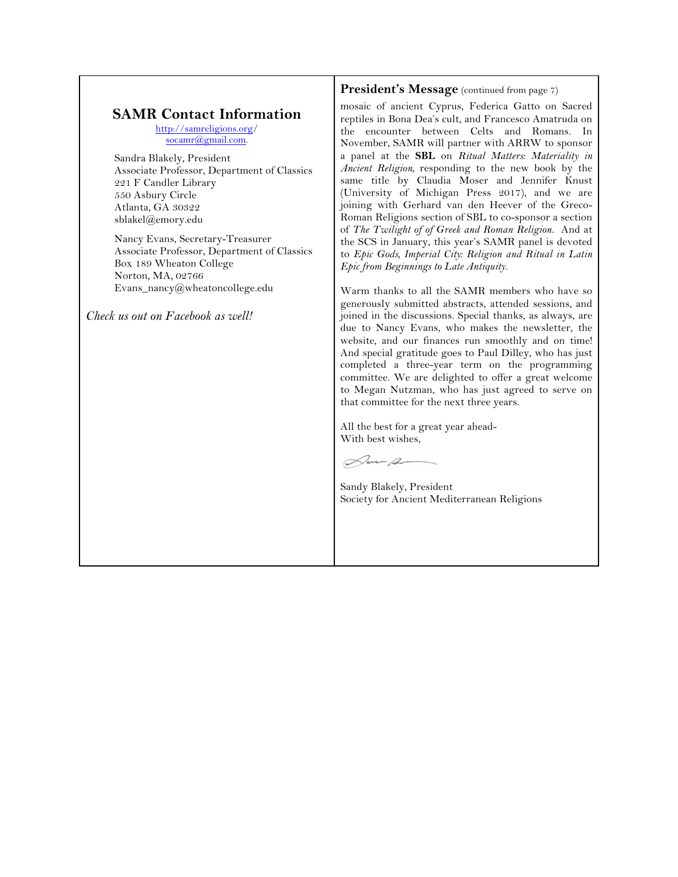## SAMR Contact Information

http://samreligions.org/
socamr@gmail.com.

Sandra Blakely, President
Associate Professor, Department of Classics
221 F Candler Library
550 Asbury Circle
Atlanta, GA 30322
sblakel@emory.edu

Nancy Evans, Secretary-Treasurer
Associate Professor, Department of Classics
Box 189 Wheaton College
Norton, MA, 02766
Evans_nancy@wheatoncollege.edu

*Check us out on Facebook as well!*

## President's Message (continued from page 7)

mosaic of ancient Cyprus, Federica Gatto on Sacred reptiles in Bona Dea's cult, and Francesco Amatruda on the encounter between Celts and Romans. In November, SAMR will partner with ARRW to sponsor a panel at the **SBL** on *Ritual Matters: Materiality in Ancient Religion*, responding to the new book by the same title by Claudia Moser and Jennifer Knust (University of Michigan Press 2017), and we are joining with Gerhard van den Heever of the Greco-Roman Religions section of SBL to co-sponsor a section of *The Twilight of of Greek and Roman Religion.* And at the SCS in January, this year's SAMR panel is devoted to *Epic Gods, Imperial City: Religion and Ritual in Latin Epic from Beginnings to Late Antiquity.*

Warm thanks to all the SAMR members who have so generously submitted abstracts, attended sessions, and joined in the discussions. Special thanks, as always, are due to Nancy Evans, who makes the newsletter, the website, and our finances run smoothly and on time! And special gratitude goes to Paul Dilley, who has just completed a three-year term on the programming committee. We are delighted to offer a great welcome to Megan Nutzman, who has just agreed to serve on that committee for the next three years.

All the best for a great year ahead-
With best wishes,

Sandy Blakely, President
Society for Ancient Mediterranean Religions